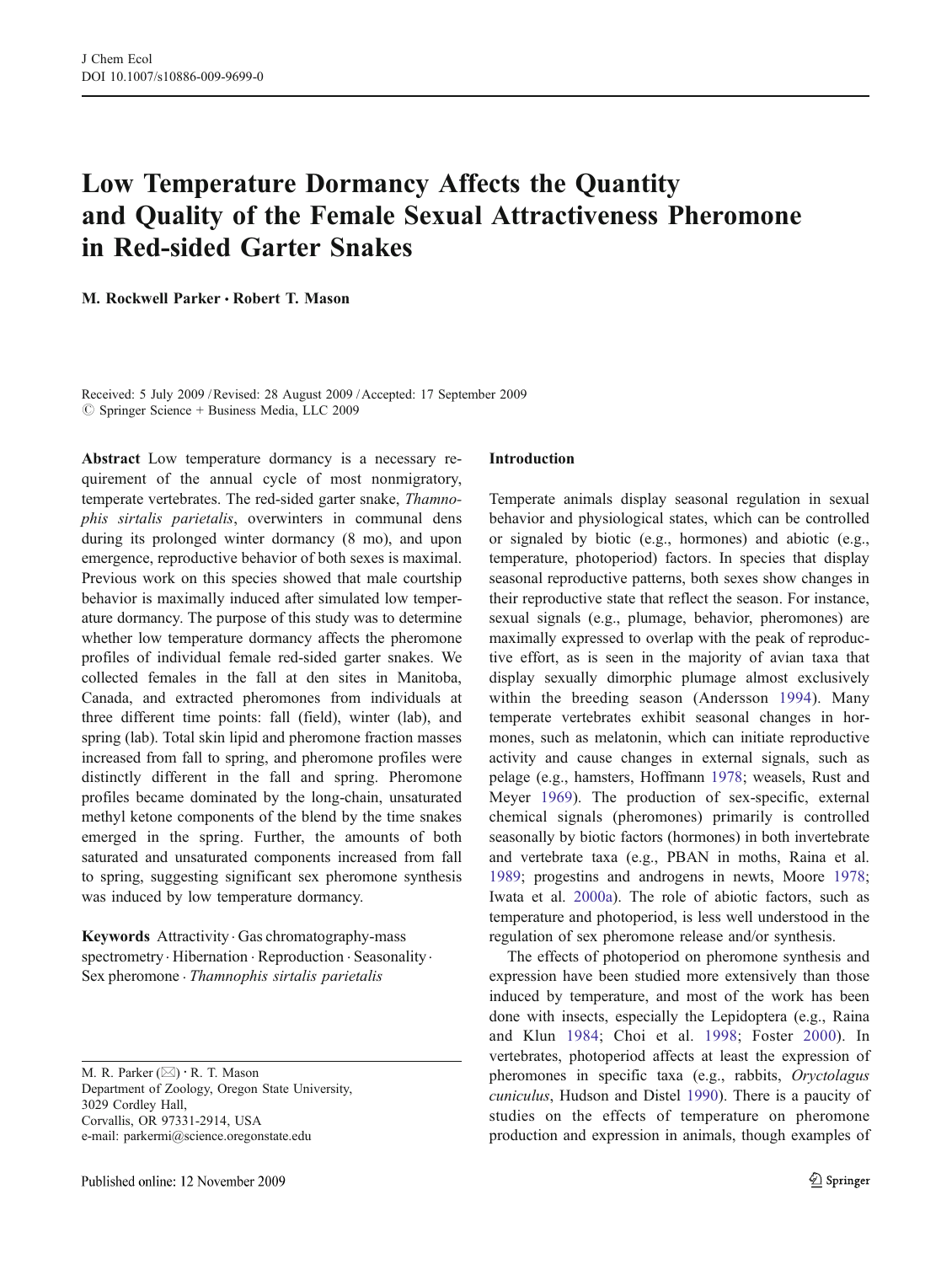J Chem Ecol
DOI 10.1007/s10886-009-9699-0

# Low Temperature Dormancy Affects the Quantity and Quality of the Female Sexual Attractiveness Pheromone in Red-sided Garter Snakes

**M. Rockwell Parker · Robert T. Mason**

Received: 5 July 2009 / Revised: 28 August 2009 / Accepted: 17 September 2009
© Springer Science + Business Media, LLC 2009

**Abstract** Low temperature dormancy is a necessary requirement of the annual cycle of most nonmigratory, temperate vertebrates. The red-sided garter snake, *Thamnophis sirtalis parietalis*, overwinters in communal dens during its prolonged winter dormancy (8 mo), and upon emergence, reproductive behavior of both sexes is maximal. Previous work on this species showed that male courtship behavior is maximally induced after simulated low temperature dormancy. The purpose of this study was to determine whether low temperature dormancy affects the pheromone profiles of individual female red-sided garter snakes. We collected females in the fall at den sites in Manitoba, Canada, and extracted pheromones from individuals at three different time points: fall (field), winter (lab), and spring (lab). Total skin lipid and pheromone fraction masses increased from fall to spring, and pheromone profiles were distinctly different in the fall and spring. Pheromone profiles became dominated by the long-chain, unsaturated methyl ketone components of the blend by the time snakes emerged in the spring. Further, the amounts of both saturated and unsaturated components increased from fall to spring, suggesting significant sex pheromone synthesis was induced by low temperature dormancy.

**Keywords** Attractivity · Gas chromatography-mass spectrometry · Hibernation · Reproduction · Seasonality · Sex pheromone · *Thamnophis sirtalis parietalis*

M. R. Parker (✉) · R. T. Mason
Department of Zoology, Oregon State University,
3029 Cordley Hall,
Corvallis, OR 97331-2914, USA
e-mail: parkermi@science.oregonstate.edu

## Introduction

Temperate animals display seasonal regulation in sexual behavior and physiological states, which can be controlled or signaled by biotic (e.g., hormones) and abiotic (e.g., temperature, photoperiod) factors. In species that display seasonal reproductive patterns, both sexes show changes in their reproductive state that reflect the season. For instance, sexual signals (e.g., plumage, behavior, pheromones) are maximally expressed to overlap with the peak of reproductive effort, as is seen in the majority of avian taxa that display sexually dimorphic plumage almost exclusively within the breeding season (Andersson 1994). Many temperate vertebrates exhibit seasonal changes in hormones, such as melatonin, which can initiate reproductive activity and cause changes in external signals, such as pelage (e.g., hamsters, Hoffmann 1978; weasels, Rust and Meyer 1969). The production of sex-specific, external chemical signals (pheromones) primarily is controlled seasonally by biotic factors (hormones) in both invertebrate and vertebrate taxa (e.g., PBAN in moths, Raina et al. 1989; progestins and androgens in newts, Moore 1978; Iwata et al. 2000a). The role of abiotic factors, such as temperature and photoperiod, is less well understood in the regulation of sex pheromone release and/or synthesis.

The effects of photoperiod on pheromone synthesis and expression have been studied more extensively than those induced by temperature, and most of the work has been done with insects, especially the Lepidoptera (e.g., Raina and Klun 1984; Choi et al. 1998; Foster 2000). In vertebrates, photoperiod affects at least the expression of pheromones in specific taxa (e.g., rabbits, *Oryctolagus cuniculus*, Hudson and Distel 1990). There is a paucity of studies on the effects of temperature on pheromone production and expression in animals, though examples of

Published online: 12 November 2009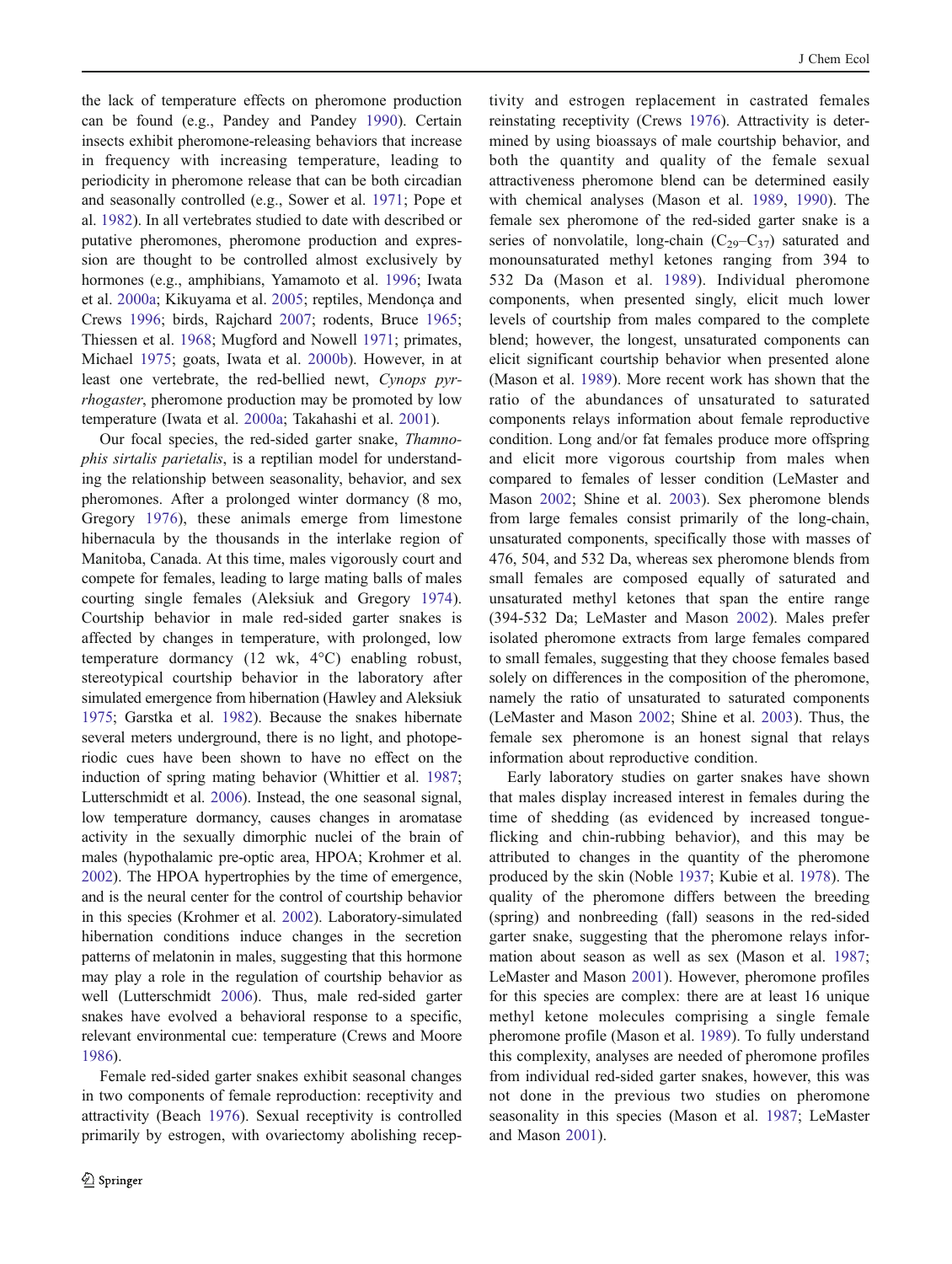the lack of temperature effects on pheromone production can be found (e.g., Pandey and Pandey 1990). Certain insects exhibit pheromone-releasing behaviors that increase in frequency with increasing temperature, leading to periodicity in pheromone release that can be both circadian and seasonally controlled (e.g., Sower et al. 1971; Pope et al. 1982). In all vertebrates studied to date with described or putative pheromones, pheromone production and expression are thought to be controlled almost exclusively by hormones (e.g., amphibians, Yamamoto et al. 1996; Iwata et al. 2000a; Kikuyama et al. 2005; reptiles, Mendonça and Crews 1996; birds, Rajchard 2007; rodents, Bruce 1965; Thiessen et al. 1968; Mugford and Nowell 1971; primates, Michael 1975; goats, Iwata et al. 2000b). However, in at least one vertebrate, the red-bellied newt, *Cynops pyrrhogaster*, pheromone production may be promoted by low temperature (Iwata et al. 2000a; Takahashi et al. 2001).

Our focal species, the red-sided garter snake, *Thamnophis sirtalis parietalis*, is a reptilian model for understanding the relationship between seasonality, behavior, and sex pheromones. After a prolonged winter dormancy (8 mo, Gregory 1976), these animals emerge from limestone hibernacula by the thousands in the interlake region of Manitoba, Canada. At this time, males vigorously court and compete for females, leading to large mating balls of males courting single females (Aleksiuk and Gregory 1974). Courtship behavior in male red-sided garter snakes is affected by changes in temperature, with prolonged, low temperature dormancy (12 wk, 4°C) enabling robust, stereotypical courtship behavior in the laboratory after simulated emergence from hibernation (Hawley and Aleksiuk 1975; Garstka et al. 1982). Because the snakes hibernate several meters underground, there is no light, and photoperiodic cues have been shown to have no effect on the induction of spring mating behavior (Whittier et al. 1987; Lutterschmidt et al. 2006). Instead, the one seasonal signal, low temperature dormancy, causes changes in aromatase activity in the sexually dimorphic nuclei of the brain of males (hypothalamic pre-optic area, HPOA; Krohmer et al. 2002). The HPOA hypertrophies by the time of emergence, and is the neural center for the control of courtship behavior in this species (Krohmer et al. 2002). Laboratory-simulated hibernation conditions induce changes in the secretion patterns of melatonin in males, suggesting that this hormone may play a role in the regulation of courtship behavior as well (Lutterschmidt 2006). Thus, male red-sided garter snakes have evolved a behavioral response to a specific, relevant environmental cue: temperature (Crews and Moore 1986).

Female red-sided garter snakes exhibit seasonal changes in two components of female reproduction: receptivity and attractivity (Beach 1976). Sexual receptivity is controlled primarily by estrogen, with ovariectomy abolishing receptivity and estrogen replacement in castrated females reinstating receptivity (Crews 1976). Attractivity is determined by using bioassays of male courtship behavior, and both the quantity and quality of the female sexual attractiveness pheromone blend can be determined easily with chemical analyses (Mason et al. 1989, 1990). The female sex pheromone of the red-sided garter snake is a series of nonvolatile, long-chain ($C_{29}$–$C_{37}$) saturated and monounsaturated methyl ketones ranging from 394 to 532 Da (Mason et al. 1989). Individual pheromone components, when presented singly, elicit much lower levels of courtship from males compared to the complete blend; however, the longest, unsaturated components can elicit significant courtship behavior when presented alone (Mason et al. 1989). More recent work has shown that the ratio of the abundances of unsaturated to saturated components relays information about female reproductive condition. Long and/or fat females produce more offspring and elicit more vigorous courtship from males when compared to females of lesser condition (LeMaster and Mason 2002; Shine et al. 2003). Sex pheromone blends from large females consist primarily of the long-chain, unsaturated components, specifically those with masses of 476, 504, and 532 Da, whereas sex pheromone blends from small females are composed equally of saturated and unsaturated methyl ketones that span the entire range (394-532 Da; LeMaster and Mason 2002). Males prefer isolated pheromone extracts from large females compared to small females, suggesting that they choose females based solely on differences in the composition of the pheromone, namely the ratio of unsaturated to saturated components (LeMaster and Mason 2002; Shine et al. 2003). Thus, the female sex pheromone is an honest signal that relays information about reproductive condition.

Early laboratory studies on garter snakes have shown that males display increased interest in females during the time of shedding (as evidenced by increased tongue-flicking and chin-rubbing behavior), and this may be attributed to changes in the quantity of the pheromone produced by the skin (Noble 1937; Kubie et al. 1978). The quality of the pheromone differs between the breeding (spring) and nonbreeding (fall) seasons in the red-sided garter snake, suggesting that the pheromone relays information about season as well as sex (Mason et al. 1987; LeMaster and Mason 2001). However, pheromone profiles for this species are complex: there are at least 16 unique methyl ketone molecules comprising a single female pheromone profile (Mason et al. 1989). To fully understand this complexity, analyses are needed of pheromone profiles from individual red-sided garter snakes, however, this was not done in the previous two studies on pheromone seasonality in this species (Mason et al. 1987; LeMaster and Mason 2001).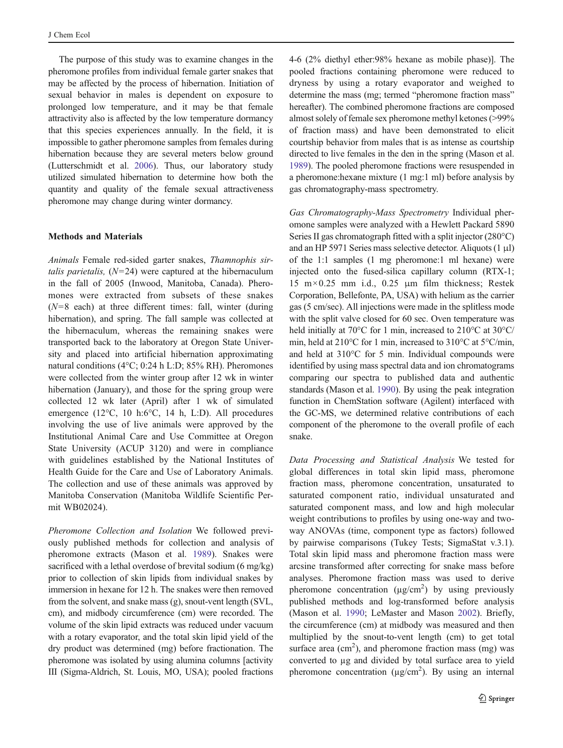The purpose of this study was to examine changes in the pheromone profiles from individual female garter snakes that may be affected by the process of hibernation. Initiation of sexual behavior in males is dependent on exposure to prolonged low temperature, and it may be that female attractivity also is affected by the low temperature dormancy that this species experiences annually. In the field, it is impossible to gather pheromone samples from females during hibernation because they are several meters below ground (Lutterschmidt et al. 2006). Thus, our laboratory study utilized simulated hibernation to determine how both the quantity and quality of the female sexual attractiveness pheromone may change during winter dormancy.

## Methods and Materials

*Animals* Female red-sided garter snakes, *Thamnophis sirtalis parietalis,* ($N$=24) were captured at the hibernaculum in the fall of 2005 (Inwood, Manitoba, Canada). Pheromones were extracted from subsets of these snakes ($N$=8 each) at three different times: fall, winter (during hibernation), and spring. The fall sample was collected at the hibernaculum, whereas the remaining snakes were transported back to the laboratory at Oregon State University and placed into artificial hibernation approximating natural conditions (4°C; 0:24 h L:D; 85% RH). Pheromones were collected from the winter group after 12 wk in winter hibernation (January), and those for the spring group were collected 12 wk later (April) after 1 wk of simulated emergence (12°C, 10 h:6°C, 14 h, L:D). All procedures involving the use of live animals were approved by the Institutional Animal Care and Use Committee at Oregon State University (ACUP 3120) and were in compliance with guidelines established by the National Institutes of Health Guide for the Care and Use of Laboratory Animals. The collection and use of these animals was approved by Manitoba Conservation (Manitoba Wildlife Scientific Permit WB02024).

*Pheromone Collection and Isolation* We followed previously published methods for collection and analysis of pheromone extracts (Mason et al. 1989). Snakes were sacrificed with a lethal overdose of brevital sodium (6 mg/kg) prior to collection of skin lipids from individual snakes by immersion in hexane for 12 h. The snakes were then removed from the solvent, and snake mass (g), snout-vent length (SVL, cm), and midbody circumference (cm) were recorded. The volume of the skin lipid extracts was reduced under vacuum with a rotary evaporator, and the total skin lipid yield of the dry product was determined (mg) before fractionation. The pheromone was isolated by using alumina columns [activity III (Sigma-Aldrich, St. Louis, MO, USA); pooled fractions 4-6 (2% diethyl ether:98% hexane as mobile phase)]. The pooled fractions containing pheromone were reduced to dryness by using a rotary evaporator and weighed to determine the mass (mg; termed "pheromone fraction mass" hereafter). The combined pheromone fractions are composed almost solely of female sex pheromone methyl ketones (>99% of fraction mass) and have been demonstrated to elicit courtship behavior from males that is as intense as courtship directed to live females in the den in the spring (Mason et al. 1989). The pooled pheromone fractions were resuspended in a pheromone:hexane mixture (1 mg:1 ml) before analysis by gas chromatography-mass spectrometry.

*Gas Chromatography-Mass Spectrometry* Individual pheromone samples were analyzed with a Hewlett Packard 5890 Series II gas chromatograph fitted with a split injector (280°C) and an HP 5971 Series mass selective detector. Aliquots (1 µl) of the 1:1 samples (1 mg pheromone:1 ml hexane) were injected onto the fused-silica capillary column (RTX-1; 15 m×0.25 mm i.d., 0.25 µm film thickness; Restek Corporation, Bellefonte, PA, USA) with helium as the carrier gas (5 cm/sec). All injections were made in the splitless mode with the split valve closed for 60 sec. Oven temperature was held initially at 70°C for 1 min, increased to 210°C at 30°C/min, held at 210°C for 1 min, increased to 310°C at 5°C/min, and held at 310°C for 5 min. Individual compounds were identified by using mass spectral data and ion chromatograms comparing our spectra to published data and authentic standards (Mason et al. 1990). By using the peak integration function in ChemStation software (Agilent) interfaced with the GC-MS, we determined relative contributions of each component of the pheromone to the overall profile of each snake.

*Data Processing and Statistical Analysis* We tested for global differences in total skin lipid mass, pheromone fraction mass, pheromone concentration, unsaturated to saturated component ratio, individual unsaturated and saturated component mass, and low and high molecular weight contributions to profiles by using one-way and two-way ANOVAs (time, component type as factors) followed by pairwise comparisons (Tukey Tests; SigmaStat v.3.1). Total skin lipid mass and pheromone fraction mass were arcsine transformed after correcting for snake mass before analyses. Pheromone fraction mass was used to derive pheromone concentration (µg/cm$^2$) by using previously published methods and log-transformed before analysis (Mason et al. 1990; LeMaster and Mason 2002). Briefly, the circumference (cm) at midbody was measured and then multiplied by the snout-to-vent length (cm) to get total surface area (cm$^2$), and pheromone fraction mass (mg) was converted to µg and divided by total surface area to yield pheromone concentration (µg/cm$^2$). By using an internal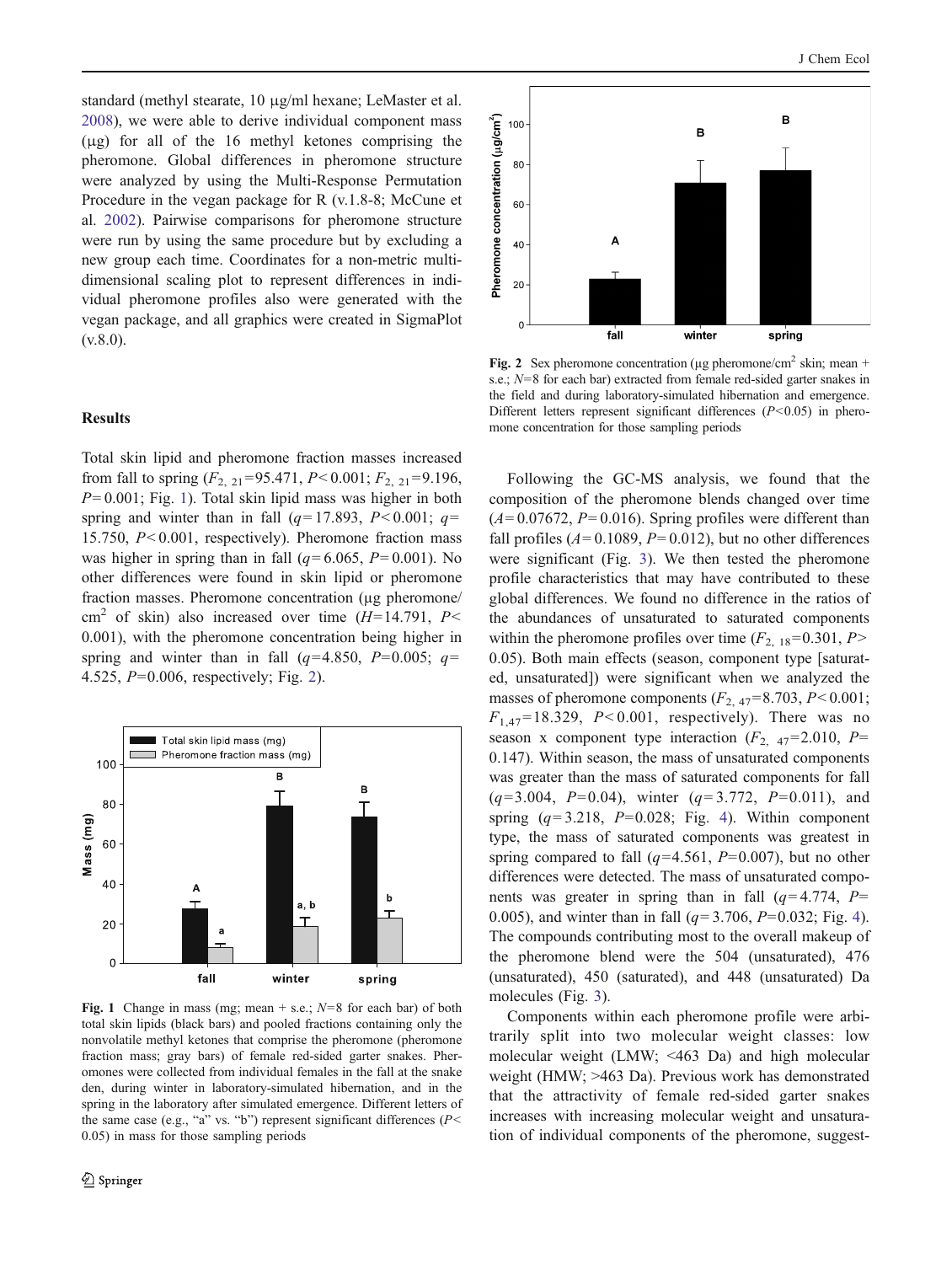standard (methyl stearate, 10 μg/ml hexane; LeMaster et al. 2008), we were able to derive individual component mass (μg) for all of the 16 methyl ketones comprising the pheromone. Global differences in pheromone structure were analyzed by using the Multi-Response Permutation Procedure in the vegan package for R (v.1.8-8; McCune et al. 2002). Pairwise comparisons for pheromone structure were run by using the same procedure but by excluding a new group each time. Coordinates for a non-metric multidimensional scaling plot to represent differences in individual pheromone profiles also were generated with the vegan package, and all graphics were created in SigmaPlot (v.8.0).

## Results

Total skin lipid and pheromone fraction masses increased from fall to spring ($F_{2, 21}$=95.471, $P$<0.001; $F_{2, 21}$=9.196, $P$=0.001; Fig. 1). Total skin lipid mass was higher in both spring and winter than in fall ($q$=17.893, $P$<0.001; $q$=15.750, $P$<0.001, respectively). Pheromone fraction mass was higher in spring than in fall ($q$=6.065, $P$=0.001). No other differences were found in skin lipid or pheromone fraction masses. Pheromone concentration (μg pheromone/cm$^2$ of skin) also increased over time ($H$=14.791, $P$<0.001), with the pheromone concentration being higher in spring and winter than in fall ($q$=4.850, $P$=0.005; $q$=4.525, $P$=0.006, respectively; Fig. 2).

**Fig. 1** Change in mass (mg; mean + s.e.; $N$=8 for each bar) of both total skin lipids (black bars) and pooled fractions containing only the nonvolatile methyl ketones that comprise the pheromone (pheromone fraction mass; gray bars) of female red-sided garter snakes. Pheromones were collected from individual females in the fall at the snake den, during winter in laboratory-simulated hibernation, and in the spring in the laboratory after simulated emergence. Different letters of the same case (e.g., "a" vs. "b") represent significant differences ($P$<0.05) in mass for those sampling periods

**Fig. 2** Sex pheromone concentration (μg pheromone/cm$^2$ skin; mean + s.e.; $N$=8 for each bar) extracted from female red-sided garter snakes in the field and during laboratory-simulated hibernation and emergence. Different letters represent significant differences ($P$<0.05) in pheromone concentration for those sampling periods

Following the GC-MS analysis, we found that the composition of the pheromone blends changed over time ($A$=0.07672, $P$=0.016). Spring profiles were different than fall profiles ($A$=0.1089, $P$=0.012), but no other differences were significant (Fig. 3). We then tested the pheromone profile characteristics that may have contributed to these global differences. We found no difference in the ratios of the abundances of unsaturated to saturated components within the pheromone profiles over time ($F_{2, 18}$=0.301, $P$>0.05). Both main effects (season, component type [saturated, unsaturated]) were significant when we analyzed the masses of pheromone components ($F_{2, 47}$=8.703, $P$<0.001; $F_{1,47}$=18.329, $P$<0.001, respectively). There was no season x component type interaction ($F_{2, 47}$=2.010, $P$=0.147). Within season, the mass of unsaturated components was greater than the mass of saturated components for fall ($q$=3.004, $P$=0.04), winter ($q$=3.772, $P$=0.011), and spring ($q$=3.218, $P$=0.028; Fig. 4). Within component type, the mass of saturated components was greatest in spring compared to fall ($q$=4.561, $P$=0.007), but no other differences were detected. The mass of unsaturated components was greater in spring than in fall ($q$=4.774, $P$=0.005), and winter than in fall ($q$=3.706, $P$=0.032; Fig. 4). The compounds contributing most to the overall makeup of the pheromone blend were the 504 (unsaturated), 476 (unsaturated), 450 (saturated), and 448 (unsaturated) Da molecules (Fig. 3).

Components within each pheromone profile were arbitrarily split into two molecular weight classes: low molecular weight (LMW; <463 Da) and high molecular weight (HMW; >463 Da). Previous work has demonstrated that the attractivity of female red-sided garter snakes increases with increasing molecular weight and unsaturation of individual components of the pheromone, suggest-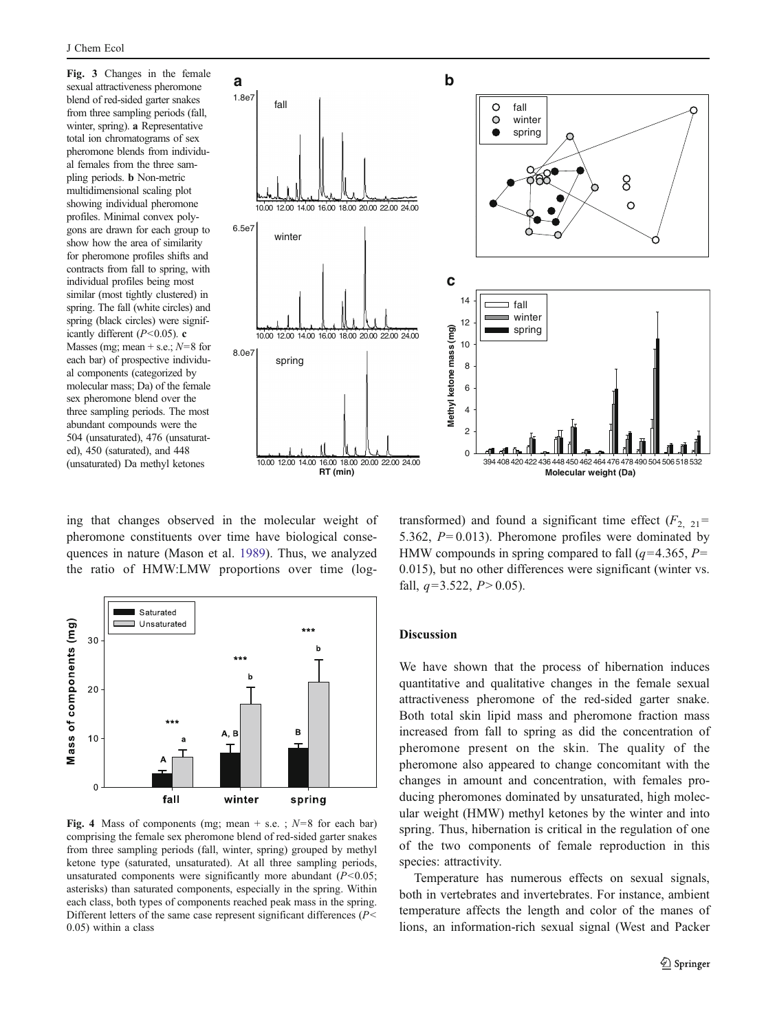Fig. 3 Changes in the female sexual attractiveness pheromone blend of red-sided garter snakes from three sampling periods (fall, winter, spring). **a** Representative total ion chromatograms of sex pheromone blends from individual females from the three sampling periods. **b** Non-metric multidimensional scaling plot showing individual pheromone profiles. Minimal convex polygons are drawn for each group to show how the area of similarity for pheromone profiles shifts and contracts from fall to spring, with individual profiles being most similar (most tightly clustered) in spring. The fall (white circles) and spring (black circles) were significantly different ($P<0.05$). **c** Masses (mg; mean + s.e.; $N=8$ for each bar) of prospective individual components (categorized by molecular mass; Da) of the female sex pheromone blend over the three sampling periods. The most abundant compounds were the 504 (unsaturated), 476 (unsaturated), 450 (saturated), and 448 (unsaturated) Da methyl ketones

ing that changes observed in the molecular weight of pheromone constituents over time have biological consequences in nature (Mason et al. 1989). Thus, we analyzed the ratio of HMW:LMW proportions over time (log-transformed) and found a significant time effect ($F_{2,\ 21}=5.362$, $P=0.013$). Pheromone profiles were dominated by HMW compounds in spring compared to fall ($q=4.365$, $P=0.015$), but no other differences were significant (winter vs. fall, $q=3.522$, $P>0.05$).

Fig. 4 Mass of components (mg; mean + s.e. ; $N=8$ for each bar) comprising the female sex pheromone blend of red-sided garter snakes from three sampling periods (fall, winter, spring) grouped by methyl ketone type (saturated, unsaturated). At all three sampling periods, unsaturated components were significantly more abundant ($P<0.05$; asterisks) than saturated components, especially in the spring. Within each class, both types of components reached peak mass in the spring. Different letters of the same case represent significant differences ($P<0.05$) within a class

## Discussion

We have shown that the process of hibernation induces quantitative and qualitative changes in the female sexual attractiveness pheromone of the red-sided garter snake. Both total skin lipid mass and pheromone fraction mass increased from fall to spring as did the concentration of pheromone present on the skin. The quality of the pheromone also appeared to change concomitant with the changes in amount and concentration, with females producing pheromones dominated by unsaturated, high molecular weight (HMW) methyl ketones by the winter and into spring. Thus, hibernation is critical in the regulation of one of the two components of female reproduction in this species: attractivity.

Temperature has numerous effects on sexual signals, both in vertebrates and invertebrates. For instance, ambient temperature affects the length and color of the manes of lions, an information-rich sexual signal (West and Packer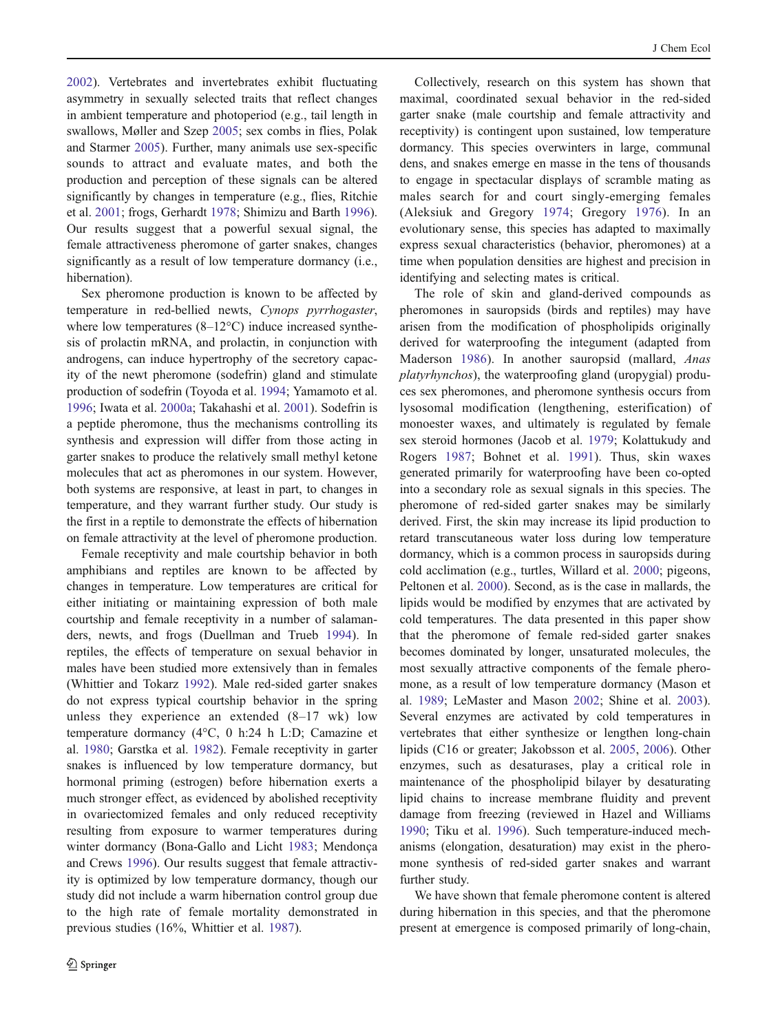2002). Vertebrates and invertebrates exhibit fluctuating asymmetry in sexually selected traits that reflect changes in ambient temperature and photoperiod (e.g., tail length in swallows, Møller and Szep 2005; sex combs in flies, Polak and Starmer 2005). Further, many animals use sex-specific sounds to attract and evaluate mates, and both the production and perception of these signals can be altered significantly by changes in temperature (e.g., flies, Ritchie et al. 2001; frogs, Gerhardt 1978; Shimizu and Barth 1996). Our results suggest that a powerful sexual signal, the female attractiveness pheromone of garter snakes, changes significantly as a result of low temperature dormancy (i.e., hibernation).

Sex pheromone production is known to be affected by temperature in red-bellied newts, *Cynops pyrrhogaster*, where low temperatures (8–12°C) induce increased synthesis of prolactin mRNA, and prolactin, in conjunction with androgens, can induce hypertrophy of the secretory capacity of the newt pheromone (sodefrin) gland and stimulate production of sodefrin (Toyoda et al. 1994; Yamamoto et al. 1996; Iwata et al. 2000a; Takahashi et al. 2001). Sodefrin is a peptide pheromone, thus the mechanisms controlling its synthesis and expression will differ from those acting in garter snakes to produce the relatively small methyl ketone molecules that act as pheromones in our system. However, both systems are responsive, at least in part, to changes in temperature, and they warrant further study. Our study is the first in a reptile to demonstrate the effects of hibernation on female attractivity at the level of pheromone production.

Female receptivity and male courtship behavior in both amphibians and reptiles are known to be affected by changes in temperature. Low temperatures are critical for either initiating or maintaining expression of both male courtship and female receptivity in a number of salamanders, newts, and frogs (Duellman and Trueb 1994). In reptiles, the effects of temperature on sexual behavior in males have been studied more extensively than in females (Whittier and Tokarz 1992). Male red-sided garter snakes do not express typical courtship behavior in the spring unless they experience an extended (8–17 wk) low temperature dormancy (4°C, 0 h:24 h L:D; Camazine et al. 1980; Garstka et al. 1982). Female receptivity in garter snakes is influenced by low temperature dormancy, but hormonal priming (estrogen) before hibernation exerts a much stronger effect, as evidenced by abolished receptivity in ovariectomized females and only reduced receptivity resulting from exposure to warmer temperatures during winter dormancy (Bona-Gallo and Licht 1983; Mendonça and Crews 1996). Our results suggest that female attractivity is optimized by low temperature dormancy, though our study did not include a warm hibernation control group due to the high rate of female mortality demonstrated in previous studies (16%, Whittier et al. 1987).

Collectively, research on this system has shown that maximal, coordinated sexual behavior in the red-sided garter snake (male courtship and female attractivity and receptivity) is contingent upon sustained, low temperature dormancy. This species overwinters in large, communal dens, and snakes emerge en masse in the tens of thousands to engage in spectacular displays of scramble mating as males search for and court singly-emerging females (Aleksiuk and Gregory 1974; Gregory 1976). In an evolutionary sense, this species has adapted to maximally express sexual characteristics (behavior, pheromones) at a time when population densities are highest and precision in identifying and selecting mates is critical.

The role of skin and gland-derived compounds as pheromones in sauropsids (birds and reptiles) may have arisen from the modification of phospholipids originally derived for waterproofing the integument (adapted from Maderson 1986). In another sauropsid (mallard, *Anas platyrhynchos*), the waterproofing gland (uropygial) produces sex pheromones, and pheromone synthesis occurs from lysosomal modification (lengthening, esterification) of monoester waxes, and ultimately is regulated by female sex steroid hormones (Jacob et al. 1979; Kolattukudy and Rogers 1987; Bohnet et al. 1991). Thus, skin waxes generated primarily for waterproofing have been co-opted into a secondary role as sexual signals in this species. The pheromone of red-sided garter snakes may be similarly derived. First, the skin may increase its lipid production to retard transcutaneous water loss during low temperature dormancy, which is a common process in sauropsids during cold acclimation (e.g., turtles, Willard et al. 2000; pigeons, Peltonen et al. 2000). Second, as is the case in mallards, the lipids would be modified by enzymes that are activated by cold temperatures. The data presented in this paper show that the pheromone of female red-sided garter snakes becomes dominated by longer, unsaturated molecules, the most sexually attractive components of the female pheromone, as a result of low temperature dormancy (Mason et al. 1989; LeMaster and Mason 2002; Shine et al. 2003). Several enzymes are activated by cold temperatures in vertebrates that either synthesize or lengthen long-chain lipids (C16 or greater; Jakobsson et al. 2005, 2006). Other enzymes, such as desaturases, play a critical role in maintenance of the phospholipid bilayer by desaturating lipid chains to increase membrane fluidity and prevent damage from freezing (reviewed in Hazel and Williams 1990; Tiku et al. 1996). Such temperature-induced mechanisms (elongation, desaturation) may exist in the pheromone synthesis of red-sided garter snakes and warrant further study.

We have shown that female pheromone content is altered during hibernation in this species, and that the pheromone present at emergence is composed primarily of long-chain,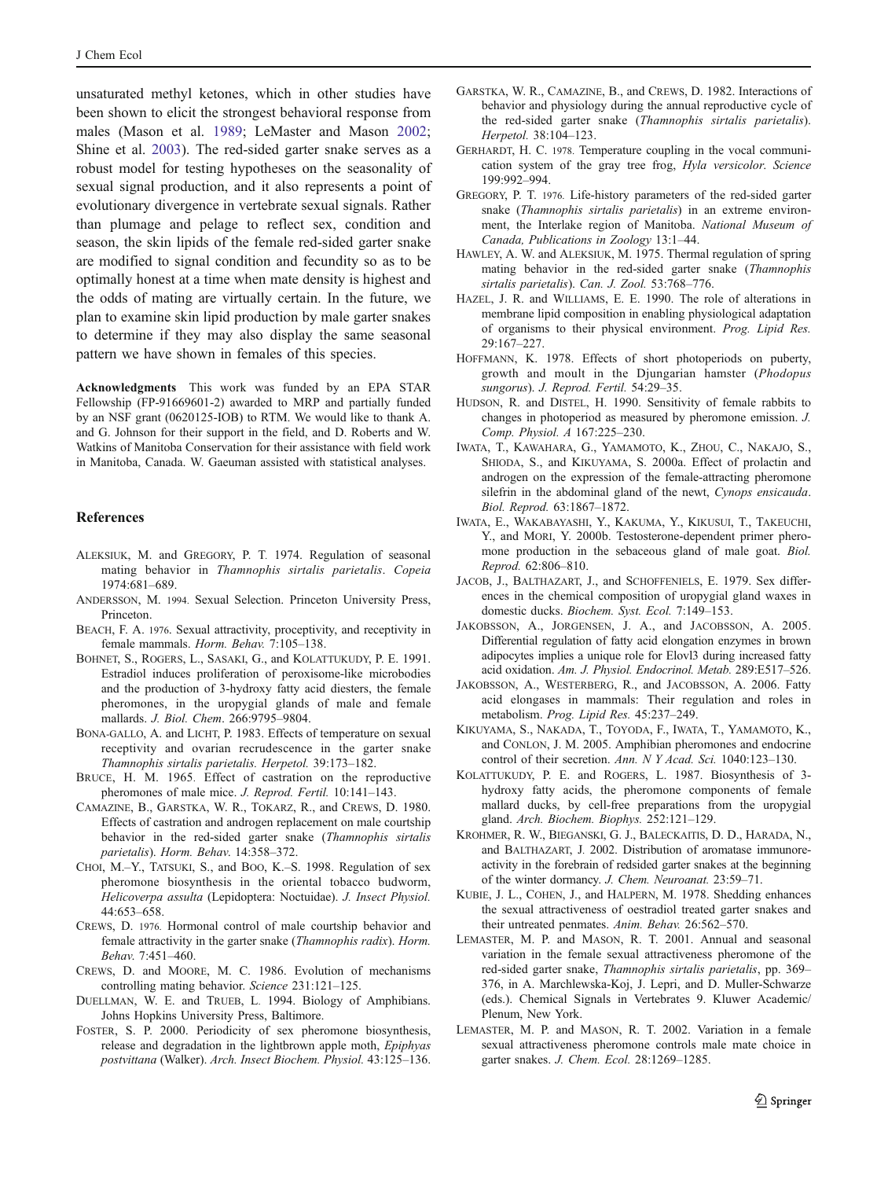unsaturated methyl ketones, which in other studies have been shown to elicit the strongest behavioral response from males (Mason et al. 1989; LeMaster and Mason 2002; Shine et al. 2003). The red-sided garter snake serves as a robust model for testing hypotheses on the seasonality of sexual signal production, and it also represents a point of evolutionary divergence in vertebrate sexual signals. Rather than plumage and pelage to reflect sex, condition and season, the skin lipids of the female red-sided garter snake are modified to signal condition and fecundity so as to be optimally honest at a time when mate density is highest and the odds of mating are virtually certain. In the future, we plan to examine skin lipid production by male garter snakes to determine if they may also display the same seasonal pattern we have shown in females of this species.

**Acknowledgments** This work was funded by an EPA STAR Fellowship (FP-91669601-2) awarded to MRP and partially funded by an NSF grant (0620125-IOB) to RTM. We would like to thank A. and G. Johnson for their support in the field, and D. Roberts and W. Watkins of Manitoba Conservation for their assistance with field work in Manitoba, Canada. W. Gaeuman assisted with statistical analyses.

## References

ALEKSIUK, M. and GREGORY, P. T. 1974. Regulation of seasonal mating behavior in *Thamnophis sirtalis parietalis*. *Copeia* 1974:681–689.

ANDERSSON, M. 1994. Sexual Selection. Princeton University Press, Princeton.

BEACH, F. A. 1976. Sexual attractivity, proceptivity, and receptivity in female mammals. *Horm. Behav.* 7:105–138.

BOHNET, S., ROGERS, L., SASAKI, G., and KOLATTUKUDY, P. E. 1991. Estradiol induces proliferation of peroxisome-like microbodies and the production of 3-hydroxy fatty acid diesters, the female pheromones, in the uropygial glands of male and female mallards. *J. Biol. Chem*. 266:9795–9804.

BONA-GALLO, A. and LICHT, P. 1983. Effects of temperature on sexual receptivity and ovarian recrudescence in the garter snake *Thamnophis sirtalis parietalis. Herpetol.* 39:173–182.

BRUCE, H. M. 1965. Effect of castration on the reproductive pheromones of male mice. *J. Reprod. Fertil.* 10:141–143.

CAMAZINE, B., GARSTKA, W. R., TOKARZ, R., and CREWS, D. 1980. Effects of castration and androgen replacement on male courtship behavior in the red-sided garter snake (*Thamnophis sirtalis parietalis*). *Horm. Behav.* 14:358–372.

CHOI, M.–Y., TATSUKI, S., and BOO, K.–S. 1998. Regulation of sex pheromone biosynthesis in the oriental tobacco budworm, *Helicoverpa assulta* (Lepidoptera: Noctuidae). *J. Insect Physiol.* 44:653–658.

CREWS, D. 1976. Hormonal control of male courtship behavior and female attractivity in the garter snake (*Thamnophis radix*). *Horm. Behav.* 7:451–460.

CREWS, D. and MOORE, M. C. 1986. Evolution of mechanisms controlling mating behavior. *Science* 231:121–125.

DUELLMAN, W. E. and TRUEB, L. 1994. Biology of Amphibians. Johns Hopkins University Press, Baltimore.

FOSTER, S. P. 2000. Periodicity of sex pheromone biosynthesis, release and degradation in the lightbrown apple moth, *Epiphyas postvittana* (Walker). *Arch. Insect Biochem. Physiol.* 43:125–136.

GARSTKA, W. R., CAMAZINE, B., and CREWS, D. 1982. Interactions of behavior and physiology during the annual reproductive cycle of the red-sided garter snake (*Thamnophis sirtalis parietalis*). *Herpetol.* 38:104–123.

GERHARDT, H. C. 1978. Temperature coupling in the vocal communication system of the gray tree frog, *Hyla versicolor*. *Science* 199:992–994.

GREGORY, P. T. 1976. Life-history parameters of the red-sided garter snake (*Thamnophis sirtalis parietalis*) in an extreme environment, the Interlake region of Manitoba. *National Museum of Canada, Publications in Zoology* 13:1–44.

HAWLEY, A. W. and ALEKSIUK, M. 1975. Thermal regulation of spring mating behavior in the red-sided garter snake (*Thamnophis sirtalis parietalis*). *Can. J. Zool.* 53:768–776.

HAZEL, J. R. and WILLIAMS, E. E. 1990. The role of alterations in membrane lipid composition in enabling physiological adaptation of organisms to their physical environment. *Prog. Lipid Res.* 29:167–227.

HOFFMANN, K. 1978. Effects of short photoperiods on puberty, growth and moult in the Djungarian hamster (*Phodopus sungorus*). *J. Reprod. Fertil.* 54:29–35.

HUDSON, R. and DISTEL, H. 1990. Sensitivity of female rabbits to changes in photoperiod as measured by pheromone emission. *J. Comp. Physiol. A* 167:225–230.

IWATA, T., KAWAHARA, G., YAMAMOTO, K., ZHOU, C., NAKAJO, S., SHIODA, S., and KIKUYAMA, S. 2000a. Effect of prolactin and androgen on the expression of the female-attracting pheromone silefrin in the abdominal gland of the newt, *Cynops ensicauda*. *Biol. Reprod.* 63:1867–1872.

IWATA, E., WAKABAYASHI, Y., KAKUMA, Y., KIKUSUI, T., TAKEUCHI, Y., and MORI, Y. 2000b. Testosterone-dependent primer pheromone production in the sebaceous gland of male goat. *Biol. Reprod.* 62:806–810.

JACOB, J., BALTHAZART, J., and SCHOFFENIELS, E. 1979. Sex differences in the chemical composition of uropygial gland waxes in domestic ducks. *Biochem. Syst. Ecol.* 7:149–153.

JAKOBSSON, A., JORGENSEN, J. A., and JACOBSSON, A. 2005. Differential regulation of fatty acid elongation enzymes in brown adipocytes implies a unique role for Elovl3 during increased fatty acid oxidation. *Am. J. Physiol. Endocrinol. Metab.* 289:E517–526.

JAKOBSSON, A., WESTERBERG, R., and JACOBSSON, A. 2006. Fatty acid elongases in mammals: Their regulation and roles in metabolism. *Prog. Lipid Res.* 45:237–249.

KIKUYAMA, S., NAKADA, T., TOYODA, F., IWATA, T., YAMAMOTO, K., and CONLON, J. M. 2005. Amphibian pheromones and endocrine control of their secretion. *Ann. N Y Acad. Sci.* 1040:123–130.

KOLATTUKUDY, P. E. and ROGERS, L. 1987. Biosynthesis of 3-hydroxy fatty acids, the pheromone components of female mallard ducks, by cell-free preparations from the uropygial gland. *Arch. Biochem. Biophys.* 252:121–129.

KROHMER, R. W., BIEGANSKI, G. J., BALECKAITIS, D. D., HARADA, N., and BALTHAZART, J. 2002. Distribution of aromatase immunoreactivity in the forebrain of redsided garter snakes at the beginning of the winter dormancy. *J. Chem. Neuroanat.* 23:59–71.

KUBIE, J. L., COHEN, J., and HALPERN, M. 1978. Shedding enhances the sexual attractiveness of oestradiol treated garter snakes and their untreated penmates. *Anim. Behav.* 26:562–570.

LEMASTER, M. P. and MASON, R. T. 2001. Annual and seasonal variation in the female sexual attractiveness pheromone of the red-sided garter snake, *Thamnophis sirtalis parietalis*, pp. 369–376, in A. Marchlewska-Koj, J. Lepri, and D. Muller-Schwarze (eds.). Chemical Signals in Vertebrates 9. Kluwer Academic/ Plenum, New York.

LEMASTER, M. P. and MASON, R. T. 2002. Variation in a female sexual attractiveness pheromone controls male mate choice in garter snakes. *J. Chem. Ecol.* 28:1269–1285.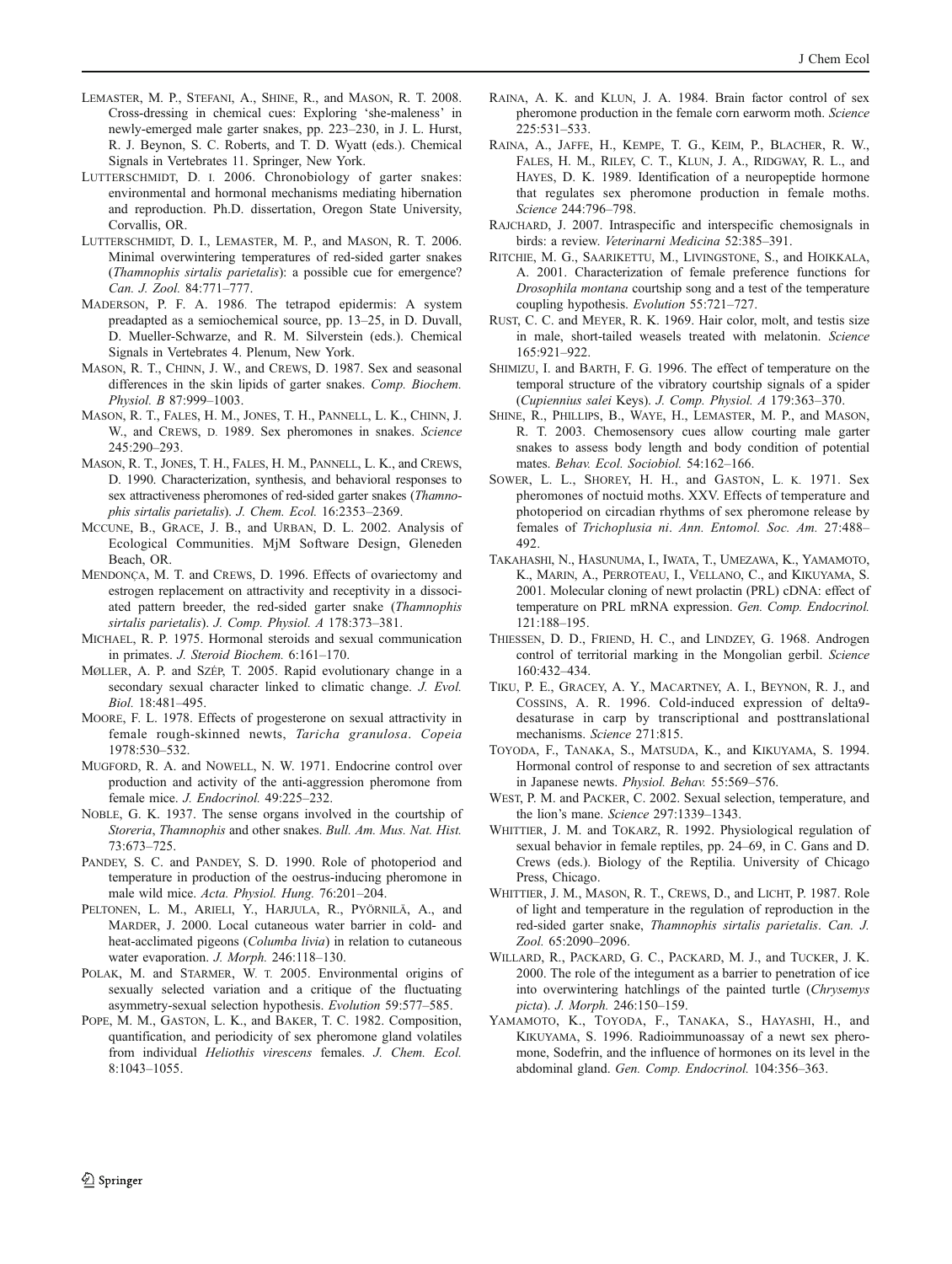LEMASTER, M. P., STEFANI, A., SHINE, R., and MASON, R. T. 2008. Cross-dressing in chemical cues: Exploring 'she-maleness' in newly-emerged male garter snakes, pp. 223–230, in J. L. Hurst, R. J. Beynon, S. C. Roberts, and T. D. Wyatt (eds.). Chemical Signals in Vertebrates 11. Springer, New York.

LUTTERSCHMIDT, D. I. 2006. Chronobiology of garter snakes: environmental and hormonal mechanisms mediating hibernation and reproduction. Ph.D. dissertation, Oregon State University, Corvallis, OR.

LUTTERSCHMIDT, D. I., LEMASTER, M. P., and MASON, R. T. 2006. Minimal overwintering temperatures of red-sided garter snakes (*Thamnophis sirtalis parietalis*): a possible cue for emergence? *Can. J. Zool.* 84:771–777.

MADERSON, P. F. A. 1986. The tetrapod epidermis: A system preadapted as a semiochemical source, pp. 13–25, in D. Duvall, D. Mueller-Schwarze, and R. M. Silverstein (eds.). Chemical Signals in Vertebrates 4. Plenum, New York.

MASON, R. T., CHINN, J. W., and CREWS, D. 1987. Sex and seasonal differences in the skin lipids of garter snakes. *Comp. Biochem. Physiol. B* 87:999–1003.

MASON, R. T., FALES, H. M., JONES, T. H., PANNELL, L. K., CHINN, J. W., and CREWS, D. 1989. Sex pheromones in snakes. *Science* 245:290–293.

MASON, R. T., JONES, T. H., FALES, H. M., PANNELL, L. K., and CREWS, D. 1990. Characterization, synthesis, and behavioral responses to sex attractiveness pheromones of red-sided garter snakes (*Thamnophis sirtalis parietalis*). *J. Chem. Ecol.* 16:2353–2369.

MCCUNE, B., GRACE, J. B., and URBAN, D. L. 2002. Analysis of Ecological Communities. MjM Software Design, Gleneden Beach, OR.

MENDONÇA, M. T. and CREWS, D. 1996. Effects of ovariectomy and estrogen replacement on attractivity and receptivity in a dissociated pattern breeder, the red-sided garter snake (*Thamnophis sirtalis parietalis*). *J. Comp. Physiol. A* 178:373–381.

MICHAEL, R. P. 1975. Hormonal steroids and sexual communication in primates. *J. Steroid Biochem.* 6:161–170.

MØLLER, A. P. and SZÉP, T. 2005. Rapid evolutionary change in a secondary sexual character linked to climatic change. *J. Evol. Biol.* 18:481–495.

MOORE, F. L. 1978. Effects of progesterone on sexual attractivity in female rough-skinned newts, *Taricha granulosa*. *Copeia* 1978:530–532.

MUGFORD, R. A. and NOWELL, N. W. 1971. Endocrine control over production and activity of the anti-aggression pheromone from female mice. *J. Endocrinol.* 49:225–232.

NOBLE, G. K. 1937. The sense organs involved in the courtship of *Storeria*, *Thamnophis* and other snakes. *Bull. Am. Mus. Nat. Hist.* 73:673–725.

PANDEY, S. C. and PANDEY, S. D. 1990. Role of photoperiod and temperature in production of the oestrus-inducing pheromone in male wild mice. *Acta. Physiol. Hung.* 76:201–204.

PELTONEN, L. M., ARIELI, Y., HARJULA, R., PYÖRNILÄ, A., and MARDER, J. 2000. Local cutaneous water barrier in cold- and heat-acclimated pigeons (*Columba livia*) in relation to cutaneous water evaporation. *J. Morph.* 246:118–130.

POLAK, M. and STARMER, W. T. 2005. Environmental origins of sexually selected variation and a critique of the fluctuating asymmetry-sexual selection hypothesis. *Evolution* 59:577–585.

POPE, M. M., GASTON, L. K., and BAKER, T. C. 1982. Composition, quantification, and periodicity of sex pheromone gland volatiles from individual *Heliothis virescens* females. *J. Chem. Ecol.* 8:1043–1055.

RAINA, A. K. and KLUN, J. A. 1984. Brain factor control of sex pheromone production in the female corn earworm moth. *Science* 225:531–533.

RAINA, A., JAFFE, H., KEMPE, T. G., KEIM, P., BLACHER, R. W., FALES, H. M., RILEY, C. T., KLUN, J. A., RIDGWAY, R. L., and HAYES, D. K. 1989. Identification of a neuropeptide hormone that regulates sex pheromone production in female moths. *Science* 244:796–798.

RAJCHARD, J. 2007. Intraspecific and interspecific chemosignals in birds: a review. *Veterinarni Medicina* 52:385–391.

RITCHIE, M. G., SAARIKETTU, M., LIVINGSTONE, S., and HOIKKALA, A. 2001. Characterization of female preference functions for *Drosophila montana* courtship song and a test of the temperature coupling hypothesis. *Evolution* 55:721–727.

RUST, C. C. and MEYER, R. K. 1969. Hair color, molt, and testis size in male, short-tailed weasels treated with melatonin. *Science* 165:921–922.

SHIMIZU, I. and BARTH, F. G. 1996. The effect of temperature on the temporal structure of the vibratory courtship signals of a spider (*Cupiennius salei* Keys). *J. Comp. Physiol. A* 179:363–370.

SHINE, R., PHILLIPS, B., WAYE, H., LEMASTER, M. P., and MASON, R. T. 2003. Chemosensory cues allow courting male garter snakes to assess body length and body condition of potential mates. *Behav. Ecol. Sociobiol.* 54:162–166.

SOWER, L. L., SHOREY, H. H., and GASTON, L. K. 1971. Sex pheromones of noctuid moths. XXV. Effects of temperature and photoperiod on circadian rhythms of sex pheromone release by females of *Trichoplusia ni*. *Ann. Entomol. Soc. Am.* 27:488–492.

TAKAHASHI, N., HASUNUMA, I., IWATA, T., UMEZAWA, K., YAMAMOTO, K., MARIN, A., PERROTEAU, I., VELLANO, C., and KIKUYAMA, S. 2001. Molecular cloning of newt prolactin (PRL) cDNA: effect of temperature on PRL mRNA expression. *Gen. Comp. Endocrinol.* 121:188–195.

THIESSEN, D. D., FRIEND, H. C., and LINDZEY, G. 1968. Androgen control of territorial marking in the Mongolian gerbil. *Science* 160:432–434.

TIKU, P. E., GRACEY, A. Y., MACARTNEY, A. I., BEYNON, R. J., and COSSINS, A. R. 1996. Cold-induced expression of delta9-desaturase in carp by transcriptional and posttranslational mechanisms. *Science* 271:815.

TOYODA, F., TANAKA, S., MATSUDA, K., and KIKUYAMA, S. 1994. Hormonal control of response to and secretion of sex attractants in Japanese newts. *Physiol. Behav.* 55:569–576.

WEST, P. M. and PACKER, C. 2002. Sexual selection, temperature, and the lion's mane. *Science* 297:1339–1343.

WHITTIER, J. M. and TOKARZ, R. 1992. Physiological regulation of sexual behavior in female reptiles, pp. 24–69, in C. Gans and D. Crews (eds.). Biology of the Reptilia. University of Chicago Press, Chicago.

WHITTIER, J. M., MASON, R. T., CREWS, D., and LICHT, P. 1987. Role of light and temperature in the regulation of reproduction in the red-sided garter snake, *Thamnophis sirtalis parietalis*. *Can. J. Zool.* 65:2090–2096.

WILLARD, R., PACKARD, G. C., PACKARD, M. J., and TUCKER, J. K. 2000. The role of the integument as a barrier to penetration of ice into overwintering hatchlings of the painted turtle (*Chrysemys picta*). *J. Morph.* 246:150–159.

YAMAMOTO, K., TOYODA, F., TANAKA, S., HAYASHI, H., and KIKUYAMA, S. 1996. Radioimmunoassay of a newt sex pheromone, Sodefrin, and the influence of hormones on its level in the abdominal gland. *Gen. Comp. Endocrinol.* 104:356–363.